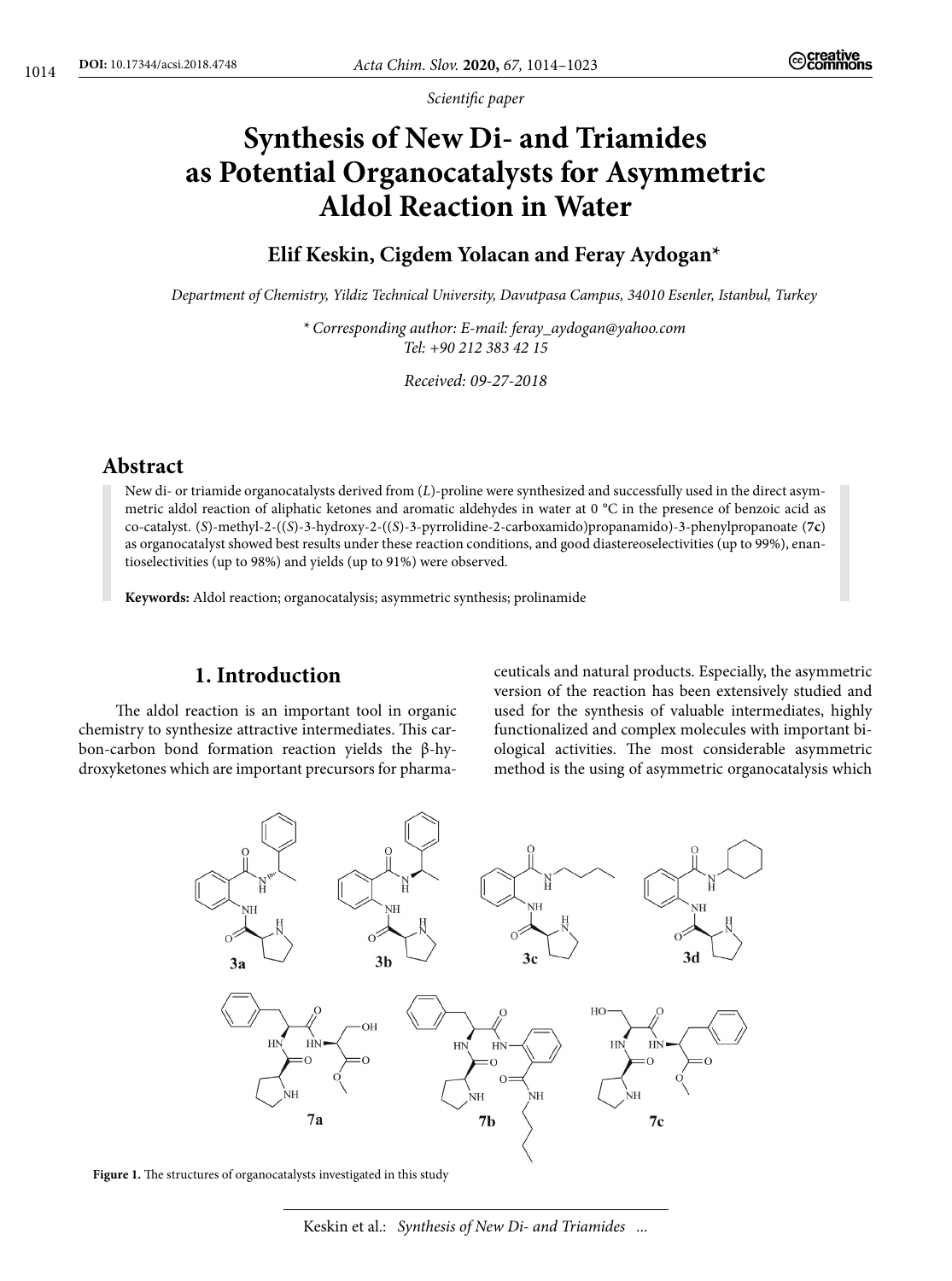*Scientific paper*

# Synthesis of New Di- and Triamides as Potential Organocatalysts for Asymmetric Aldol Reaction in Water

**Elif Keskin, Cigdem Yolacan and Feray Aydogan***

*Department of Chemistry, Yildiz Technical University, Davutpasa Campus, 34010 Esenler, Istanbul, Turkey*

*\* Corresponding author: E-mail: feray_aydogan@yahoo.com*
*Tel: +90 212 383 42 15*

*Received: 09-27-2018*

## Abstract

New di- or triamide organocatalysts derived from (*L*)-proline were synthesized and successfully used in the direct asymmetric aldol reaction of aliphatic ketones and aromatic aldehydes in water at 0 °C in the presence of benzoic acid as co-catalyst. (*S*)-methyl-2-((*S*)-3-hydroxy-2-((*S*)-3-pyrrolidine-2-carboxamido)propanamido)-3-phenylpropanoate (**7c**) as organocatalyst showed best results under these reaction conditions, and good diastereoselectivities (up to 99%), enantioselectivities (up to 98%) and yields (up to 91%) were observed.

**Keywords:** Aldol reaction; organocatalysis; asymmetric synthesis; prolinamide

## 1. Introduction

The aldol reaction is an important tool in organic chemistry to synthesize attractive intermediates. This carbon-carbon bond formation reaction yields the β-hydroxyketones which are important precursors for pharmaceuticals and natural products. Especially, the asymmetric version of the reaction has been extensively studied and used for the synthesis of valuable intermediates, highly functionalized and complex molecules with important biological activities. The most considerable asymmetric method is the using of asymmetric organocatalysis which

**Figure 1.** The structures of organocatalysts investigated in this study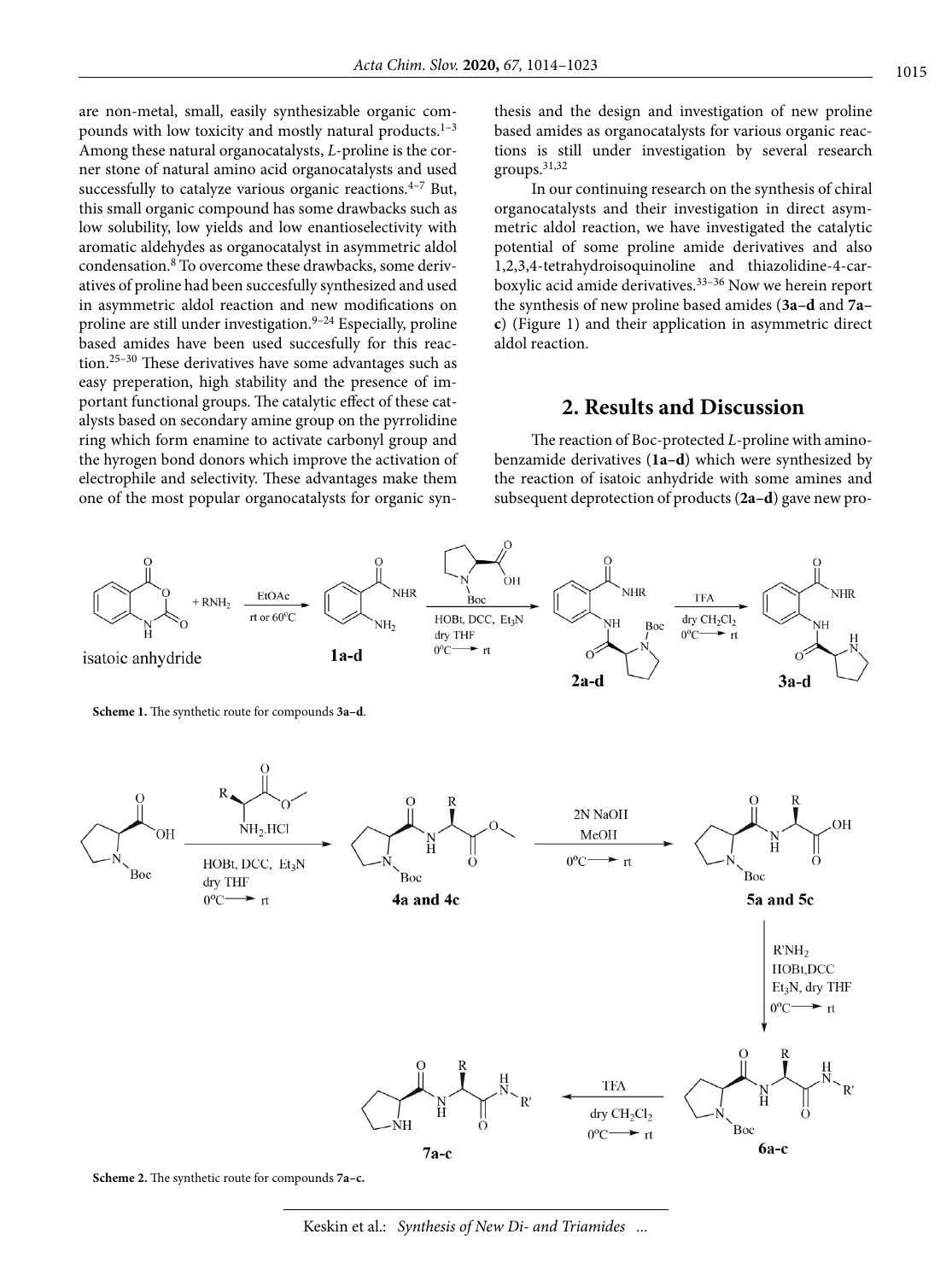are non-metal, small, easily synthesizable organic compounds with low toxicity and mostly natural products.[1–3] Among these natural organocatalysts, *L*-proline is the corner stone of natural amino acid organocatalysts and used successfully to catalyze various organic reactions.[4–7] But, this small organic compound has some drawbacks such as low solubility, low yields and low enantioselectivity with aromatic aldehydes as organocatalyst in asymmetric aldol condensation.[8] To overcome these drawbacks, some derivatives of proline had been succesfully synthesized and used in asymmetric aldol reaction and new modifications on proline are still under investigation.[9–24] Especially, proline based amides have been used succesfully for this reaction.[25–30] These derivatives have some advantages such as easy preperation, high stability and the presence of important functional groups. The catalytic effect of these catalysts based on secondary amine group on the pyrrolidine ring which form enamine to activate carbonyl group and the hyrogen bond donors which improve the activation of electrophile and selectivity. These advantages make them one of the most popular organocatalysts for organic synthesis and the design and investigation of new proline based amides as organocatalysts for various organic reactions is still under investigation by several research groups.[31,32]

In our continuing research on the synthesis of chiral organocatalysts and their investigation in direct asymmetric aldol reaction, we have investigated the catalytic potential of some proline amide derivatives and also 1,2,3,4-tetrahydroisoquinoline and thiazolidine-4-carboxylic acid amide derivatives.[33–36] Now we herein report the synthesis of new proline based amides (**3a–d** and **7a–c**) (Figure 1) and their application in asymmetric direct aldol reaction.

## 2. Results and Discussion

The reaction of Boc-protected *L*-proline with aminobenzamide derivatives (**1a–d**) which were synthesized by the reaction of isatoic anhydride with some amines and subsequent deprotection of products (**2a–d**) gave new pro-

**Scheme 1.** The synthetic route for compounds **3a–d**.

**Scheme 2.** The synthetic route for compounds **7a–c.**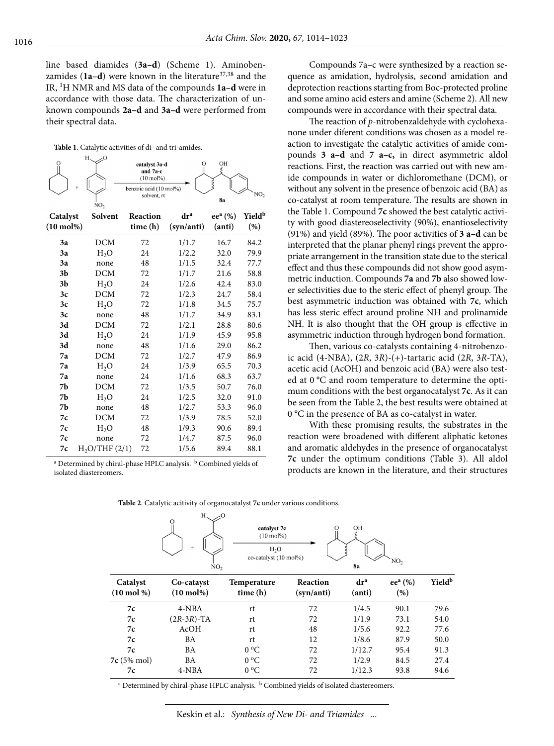line based diamides (**3a–d**) (Scheme 1). Aminobenzamides (**1a–d**) were known in the literature[37,38] and the IR, $^1$H NMR and MS data of the compounds **1a–d** were in accordance with those data. The characterization of unknown compounds **2a–d** and **3a–d** were performed from their spectral data.

**Table 1**. Catalytic activities of di- and tri-amides.

Reaction scheme: cyclohexanone + p-nitrobenzaldehyde → 8a; catalyst 3a-d and 7a-c (10 mol%), benzoic acid (10 mol%), solvent, rt

| Catalyst (10 mol%) | Solvent | Reaction time (h) | dr[a] (syn/anti) | ee[a] (%) (anti) | Yield[b] (%) |
|---|---|---|---|---|---|
| **3a** | DCM | 72 | 1/1.7 | 16.7 | 84.2 |
| **3a** | $H_2O$ | 24 | 1/2.2 | 32.0 | 79.9 |
| **3a** | none | 48 | 1/1.5 | 32.4 | 77.7 |
| **3b** | DCM | 72 | 1/1.7 | 21.6 | 58.8 |
| **3b** | $H_2O$ | 24 | 1/2.6 | 42.4 | 83.0 |
| **3c** | DCM | 72 | 1/2.3 | 24.7 | 58.4 |
| **3c** | $H_2O$ | 72 | 1/1.8 | 34.5 | 75.7 |
| **3c** | none | 48 | 1/1.7 | 34.9 | 83.1 |
| **3d** | DCM | 72 | 1/2.1 | 28.8 | 80.6 |
| **3d** | $H_2O$ | 24 | 1/1.9 | 45.9 | 95.8 |
| **3d** | none | 48 | 1/1.6 | 29.0 | 86.2 |
| **7a** | DCM | 72 | 1/2.7 | 47.9 | 86.9 |
| **7a** | $H_2O$ | 24 | 1/3.9 | 65.5 | 70.3 |
| **7a** | none | 24 | 1/1.6 | 68.3 | 63.7 |
| **7b** | DCM | 72 | 1/3.5 | 50.7 | 76.0 |
| **7b** | $H_2O$ | 24 | 1/2.5 | 32.0 | 91.0 |
| **7b** | none | 48 | 1/2.7 | 53.3 | 96.0 |
| **7c** | DCM | 72 | 1/3.9 | 78.5 | 52.0 |
| **7c** | $H_2O$ | 48 | 1/9.3 | 90.6 | 89.4 |
| **7c** | none | 72 | 1/4.7 | 87.5 | 96.0 |
| **7c** | $H_2O$/THF (2/1) | 72 | 1/5.6 | 89.4 | 88.1 |

[a] Determined by chiral-phase HPLC analysis. [b] Combined yields of isolated diastereomers.

Compounds 7a–c were synthesized by a reaction sequence as amidation, hydrolysis, second amidation and deprotection reactions starting from Boc-protected proline and some amino acid esters and amine (Scheme 2). All new compounds were in accordance with their spectral data.

The reaction of *p*-nitrobenzaldehyde with cyclohexanone under diferent conditions was chosen as a model reaction to investigate the catalytic activities of amide compounds **3 a–d** and **7 a–c,** in direct asymmetric aldol reactions. First, the reaction was carried out with new amide compounds in water or dichloromethane (DCM), or without any solvent in the presence of benzoic acid (BA) as co-catalyst at room temperature. The results are shown in the Table 1. Compound **7c** showed the best catalytic activity with good diastereoselectivity (90%), enantioselectivity (91%) and yield (89%). The poor activities of **3 a–d** can be interpreted that the planar phenyl rings prevent the appropriate arrangement in the transition state due to the sterical effect and thus these compounds did not show good asymmetric induction. Compounds **7a** and **7b** also showed lower selectivities due to the steric effect of phenyl group. The best asymmetric induction was obtained with **7c**, which has less steric effect around proline NH and prolinamide NH. It is also thought that the OH group is effective in asymmetric induction through hydrogen bond formation.

Then, various co-catalysts containing 4-nitrobenzoic acid (4-NBA), (2*R*, 3*R*)-(+)-tartaric acid (2*R*, 3*R*-TA), acetic acid (AcOH) and benzoic acid (BA) were also tested at 0 °C and room temperature to determine the optimum conditions with the best organocatalyst **7c**. As it can be seen from the Table 2, the best results were obtained at 0 °C in the presence of BA as co-catalyst in water.

With these promising results, the substrates in the reaction were broadened with different aliphatic ketones and aromatic aldehydes in the presence of organocatalyst **7c** under the optimum conditions (Table 3). All aldol products are known in the literature, and their structures

**Table 2**. Catalytic acitivity of organocatalyst **7c** under various conditions.

Reaction scheme: cyclohexanone + p-nitrobenzaldehyde → 8a; catalyst 7c (10 mol%), $H_2O$, co-catalyst (10 mol%)

| Catalyst (10 mol %) | Co-catayst (10 mol%) | Temperature time (h) | Reaction (syn/anti) | dr[a] (anti) | ee[a] (%) (%) | Yield[b] |
|---|---|---|---|---|---|---|
| **7c** | 4-NBA | rt | 72 | 1/4.5 | 90.1 | 79.6 |
| **7c** | (2*R*-3*R*)-TA | rt | 72 | 1/1.9 | 73.1 | 54.0 |
| **7c** | AcOH | rt | 48 | 1/5.6 | 92.2 | 77.6 |
| **7c** | BA | rt | 12 | 1/8.6 | 87.9 | 50.0 |
| **7c** | BA | 0 °C | 72 | 1/12.7 | 95.4 | 91.3 |
| **7c** (5% mol) | BA | 0 °C | 72 | 1/2.9 | 84.5 | 27.4 |
| **7c** | 4-NBA | 0 °C | 72 | 1/12.3 | 93.8 | 94.6 |

[a] Determined by chiral-phase HPLC analysis. [b] Combined yields of isolated diastereomers.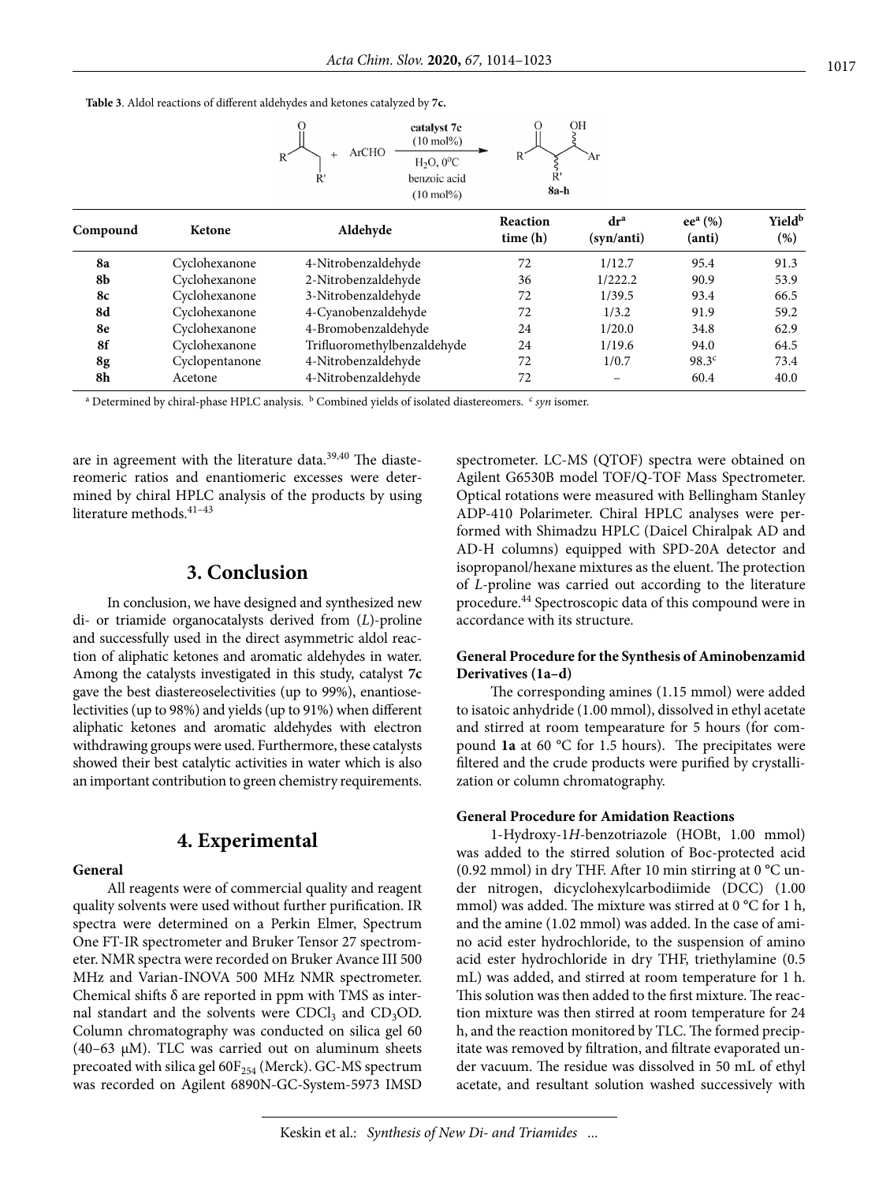**Table 3**. Aldol reactions of different aldehydes and ketones catalyzed by **7c.**

| Compound | Ketone | Aldehyde | Reaction time (h) | dr[a] (syn/anti) | ee[a] (%) (anti) | Yield[b] (%) |
|---|---|---|---|---|---|---|
| **8a** | Cyclohexanone | 4-Nitrobenzaldehyde | 72 | 1/12.7 | 95.4 | 91.3 |
| **8b** | Cyclohexanone | 2-Nitrobenzaldehyde | 36 | 1/222.2 | 90.9 | 53.9 |
| **8c** | Cyclohexanone | 3-Nitrobenzaldehyde | 72 | 1/39.5 | 93.4 | 66.5 |
| **8d** | Cyclohexanone | 4-Cyanobenzaldehyde | 72 | 1/3.2 | 91.9 | 59.2 |
| **8e** | Cyclohexanone | 4-Bromobenzaldehyde | 24 | 1/20.0 | 34.8 | 62.9 |
| **8f** | Cyclohexanone | Trifluoromethylbenzaldehyde | 24 | 1/19.6 | 94.0 | 64.5 |
| **8g** | Cyclopentanone | 4-Nitrobenzaldehyde | 72 | 1/0.7 | 98.3[c] | 73.4 |
| **8h** | Acetone | 4-Nitrobenzaldehyde | 72 | – | 60.4 | 40.0 |

[a] Determined by chiral-phase HPLC analysis. [b] Combined yields of isolated diastereomers. [c] *syn* isomer.

are in agreement with the literature data.[39,40] The diastereomeric ratios and enantiomeric excesses were determined by chiral HPLC analysis of the products by using literature methods.[41–43]

## 3. Conclusion

In conclusion, we have designed and synthesized new di- or triamide organocatalysts derived from (*L*)-proline and successfully used in the direct asymmetric aldol reaction of aliphatic ketones and aromatic aldehydes in water. Among the catalysts investigated in this study, catalyst **7c** gave the best diastereoselectivities (up to 99%), enantioselectivities (up to 98%) and yields (up to 91%) when different aliphatic ketones and aromatic aldehydes with electron withdrawing groups were used. Furthermore, these catalysts showed their best catalytic activities in water which is also an important contribution to green chemistry requirements.

## 4. Experimental

**General**

All reagents were of commercial quality and reagent quality solvents were used without further purification. IR spectra were determined on a Perkin Elmer, Spectrum One FT-IR spectrometer and Bruker Tensor 27 spectrometer. NMR spectra were recorded on Bruker Avance III 500 MHz and Varian-INOVA 500 MHz NMR spectrometer. Chemical shifts δ are reported in ppm with TMS as internal standart and the solvents were $CDCl_3$ and $CD_3OD$. Column chromatography was conducted on silica gel 60 (40–63 μM). TLC was carried out on aluminum sheets precoated with silica gel $60F_{254}$ (Merck). GC-MS spectrum was recorded on Agilent 6890N-GC-System-5973 IMSD spectrometer. LC-MS (QTOF) spectra were obtained on Agilent G6530B model TOF/Q-TOF Mass Spectrometer. Optical rotations were measured with Bellingham Stanley ADP-410 Polarimeter. Chiral HPLC analyses were performed with Shimadzu HPLC (Daicel Chiralpak AD and AD-H columns) equipped with SPD-20A detector and isopropanol/hexane mixtures as the eluent. The protection of *L*-proline was carried out according to the literature procedure.[44] Spectroscopic data of this compound were in accordance with its structure.

**General Procedure for the Synthesis of Aminobenzamid Derivatives (1a–d)**

The corresponding amines (1.15 mmol) were added to isatoic anhydride (1.00 mmol), dissolved in ethyl acetate and stirred at room tempearature for 5 hours (for compound **1a** at 60 °C for 1.5 hours). The precipitates were filtered and the crude products were purified by crystallization or column chromatography.

**General Procedure for Amidation Reactions**

1-Hydroxy-1*H*-benzotriazole (HOBt, 1.00 mmol) was added to the stirred solution of Boc-protected acid (0.92 mmol) in dry THF. After 10 min stirring at 0 °C under nitrogen, dicyclohexylcarbodiimide (DCC) (1.00 mmol) was added. The mixture was stirred at 0 °C for 1 h, and the amine (1.02 mmol) was added. In the case of amino acid ester hydrochloride, to the suspension of amino acid ester hydrochloride in dry THF, triethylamine (0.5 mL) was added, and stirred at room temperature for 1 h. This solution was then added to the first mixture. The reaction mixture was then stirred at room temperature for 24 h, and the reaction monitored by TLC. The formed precipitate was removed by filtration, and filtrate evaporated under vacuum. The residue was dissolved in 50 mL of ethyl acetate, and resultant solution washed successively with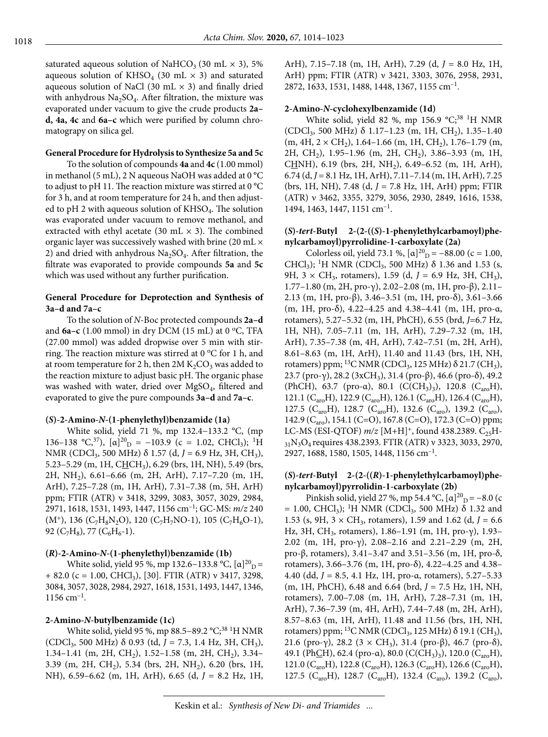saturated aqueous solution of $NaHCO_3$ (30 mL × 3), 5% aqueous solution of $KHSO_4$ (30 mL × 3) and saturated aqueous solution of NaCl (30 mL × 3) and finally dried with anhydrous $Na_2SO_4$. After filtration, the mixture was evaporated under vacuum to give the crude products **2a–d, 4a, 4c** and **6a–c** which were purified by column chromatograpy on silica gel.

### General Procedure for Hydrolysis to Synthesize 5a and 5c

To the solution of compounds **4a** and **4c** (1.00 mmol) in methanol (5 mL), 2 N aqueous NaOH was added at 0 °C to adjust to pH 11. The reaction mixture was stirred at 0 °C for 3 h, and at room temperature for 24 h, and then adjusted to pH 2 with aqueous solution of $KHSO_4$. The solution was evaporated under vacuum to remove methanol, and extracted with ethyl acetate (30 mL × 3). The combined organic layer was successively washed with brine (20 mL × 2) and dried with anhydrous $Na_2SO_4$. After filtration, the filtrate was evaporated to provide compounds **5a** and **5c** which was used without any further purification.

### General Procedure for Deprotection and Synthesis of 3a–d and 7a–c

To the solution of *N*-Boc protected compounds **2a–d** and **6a–c** (1.00 mmol) in dry DCM (15 mL) at 0 °C, TFA (27.00 mmol) was added dropwise over 5 min with stirring. The reaction mixture was stirred at 0 °C for 1 h, and at room temperature for 2 h, then 2M $K_2CO_3$ was added to the reaction mixture to adjust basic pH. The organic phase was washed with water, dried over $MgSO_4$, filtered and evaporated to give the pure compounds **3a–d** and **7a–c**.

### (*S*)-2-Amino-*N*-(1-phenylethyl)benzamide (1a)

White solid, yield 71 %, mp 132.4–133.2 °C, (mp 136–138 °C,[37]), $[\alpha]^{20}_D$ = −103.9 (c = 1.02, $CHCl_3$); $^1H$ NMR ($CDCl_3$, 500 MHz) δ 1.57 (d, *J* = 6.9 Hz, 3H, $CH_3$), 5.23–5.29 (m, 1H, C<u>H</u>$CH_3$), 6.29 (brs, 1H, NH), 5.49 (brs, 2H, $NH_2$), 6.61–6.66 (m, 2H, ArH), 7.17–7.20 (m, 1H, ArH), 7.25–7.28 (m, 1H, ArH), 7.31–7.38 (m, 5H, ArH) ppm; FTIR (ATR) ν 3418, 3299, 3083, 3057, 3029, 2984, 2971, 1618, 1531, 1493, 1447, 1156 $cm^{-1}$; GC-MS: *m/z* 240 ($M^+$), 136 ($C_7H_8N_2O$), 120 ($C_7H_7NO$-1), 105 ($C_7H_6O$-1), 92 ($C_7H_8$), 77 ($C_6H_6$-1).

### (*R*)-2-Amino-*N*-(1-phenylethyl)benzamide (1b)

White solid, yield 95 %, mp 132.6–133.8 °C, $[\alpha]^{20}_D$ = + 82.0 (c = 1.00, $CHCl_3$), [30]. FTIR (ATR) ν 3417, 3298, 3084, 3057, 3028, 2984, 2927, 1618, 1531, 1493, 1447, 1346, 1156 $cm^{-1}$.

### 2-Amino-*N*-butylbenzamide (1c)

White solid, yield 95 %, mp 88.5–89.2 °C;[38] $^1H$ NMR ($CDCl_3$, 500 MHz) δ 0.93 (td, *J* = 7.3, 1.4 Hz, 3H, $CH_3$), 1.34–1.41 (m, 2H, $CH_2$), 1.52–1.58 (m, 2H, $CH_2$), 3.34–3.39 (m, 2H, $CH_2$), 5.34 (brs, 2H, $NH_2$), 6.20 (brs, 1H, NH), 6.59–6.62 (m, 1H, ArH), 6.65 (d, *J* = 8.2 Hz, 1H, ArH), 7.15–7.18 (m, 1H, ArH), 7.29 (d, *J* = 8.0 Hz, 1H, ArH) ppm; FTIR (ATR) ν 3421, 3303, 3076, 2958, 2931, 2872, 1633, 1531, 1488, 1448, 1367, 1155 $cm^{-1}$.

### 2-Amino-*N*-cyclohexylbenzamide (1d)

White solid, yield 82 %, mp 156.9 °C;[38] $^1H$ NMR ($CDCl_3$, 500 MHz) δ 1.17–1.23 (m, 1H, $CH_2$), 1.35–1.40 (m, 4H, 2 × $CH_2$), 1.64–1.66 (m, 1H, $CH_2$), 1.76–1.79 (m, 2H, $CH_2$), 1.95–1.96 (m, 2H, $CH_2$), 3.86–3.93 (m, 1H, C<u>H</u>NH), 6.19 (brs, 2H, $NH_2$), 6.49–6.52 (m, 1H, ArH), 6.74 (d, *J* = 8.1 Hz, 1H, ArH), 7.11–7.14 (m, 1H, ArH), 7.25 (brs, 1H, NH), 7.48 (d, *J* = 7.8 Hz, 1H, ArH) ppm; FTIR (ATR) ν 3462, 3355, 3279, 3056, 2930, 2849, 1616, 1538, 1494, 1463, 1447, 1151 $cm^{-1}$.

### (*S*)-*tert*-Butyl 2-(2-((*S*)-1-phenylethylcarbamoyl)phenylcarbamoyl)pyrrolidine-1-carboxylate (2a)

Colorless oil, yield 73.1 %, $[\alpha]^{20}_D$ = −88.00 (c = 1.00, $CHCl_3$); $^1H$ NMR ($CDCl_3$, 500 MHz) δ 1.36 and 1.53 (s, 9H, 3 × $CH_3$, rotamers), 1.59 (d, *J* = 6.9 Hz, 3H, $CH_3$), 1.77–1.80 (m, 2H, pro-γ), 2.02–2.08 (m, 1H, pro-β), 2.11–2.13 (m, 1H, pro-β), 3.46–3.51 (m, 1H, pro-δ), 3.61–3.66 (m, 1H, pro-δ), 4.22–4.25 and 4.38–4.41 (m, 1H, pro-α, rotamers), 5.27–5.32 (m, 1H, PhCH), 6.55 (brd, *J*=6.7 Hz, 1H, NH), 7.05–7.11 (m, 1H, ArH), 7.29–7.32 (m, 1H, ArH), 7.35–7.38 (m, 4H, ArH), 7.42–7.51 (m, 2H, ArH), 8.61–8.63 (m, 1H, ArH), 11.40 and 11.43 (brs, 1H, NH, rotamers) ppm; $^{13}C$ NMR ($CDCl_3$, 125 MHz) δ 21.7 ($CH_3$), 23.7 (pro-γ), 28.2 (3x$CH_3$), 31.4 (pro-β), 46.6 (pro-δ), 49.2 (PhCH), 63.7 (pro-α), 80.1 ($C(CH_3)_3$), 120.8 ($C_{aro}H$), 121.1 ($C_{aro}H$), 122.9 ($C_{aro}H$), 126.1 ($C_{aro}H$), 126.4 ($C_{aro}H$), 127.5 ($C_{aro}H$), 128.7 ($C_{aro}H$), 132.6 ($C_{aro}$), 139.2 ($C_{aro}$), 142.9 ($C_{aro}$), 154.1 (C=O), 167.8 (C=O), 172.3 (C=O) ppm; LC-MS (ESI-QTOF) *m/z* $[M+H]^+$, found 438.2389. $C_{25}H_{31}N_3O_4$ requires 438.2393. FTIR (ATR) ν 3323, 3033, 2970, 2927, 1688, 1580, 1505, 1448, 1156 $cm^{-1}$.

### (*S*)-*tert*-Butyl 2-(2-((*R*)-1-phenylethylcarbamoyl)phenylcarbamoyl)pyrrolidin-1-carboxylate (2b)

Pinkish solid, yield 27 %, mp 54.4 °C, $[\alpha]^{20}_D$ = −8.0 (c = 1.00, $CHCl_3$); $^1H$ NMR ($CDCl_3$, 500 MHz) δ 1.32 and 1.53 (s, 9H, 3 × $CH_3$, rotamers), 1.59 and 1.62 (d, *J* = 6.6 Hz, 3H, $CH_3$, rotamers), 1.86–1.91 (m, 1H, pro-γ), 1.93–2.02 (m, 1H, pro-γ), 2.08–2.16 and 2.21–2.29 (m, 2H, pro-β, rotamers), 3.41–3.47 and 3.51–3.56 (m, 1H, pro-δ, rotamers), 3.66–3.76 (m, 1H, pro-δ), 4.22–4.25 and 4.38–4.40 (dd, *J* = 8.5, 4.1 Hz, 1H, pro-α, rotamers), 5.27–5.33 (m, 1H, PhCH), 6.48 and 6.64 (brd, *J* = 7.5 Hz, 1H, NH, rotamers), 7.00–7.08 (m, 1H, ArH), 7.28–7.31 (m, 1H, ArH), 7.36–7.39 (m, 4H, ArH), 7.44–7.48 (m, 2H, ArH), 8.57–8.63 (m, 1H, ArH), 11.48 and 11.56 (brs, 1H, NH, rotamers) ppm; $^{13}C$ NMR ($CDCl_3$, 125 MHz) δ 19.1 ($CH_3$), 21.6 (pro-γ), 28.2 (3 × $CH_3$), 31.4 (pro-β), 46.7 (pro-δ), 49.1 (Ph<u>C</u>H), 62.4 (pro-α), 80.0 ($C(CH_3)_3$), 120.0 ($C_{aro}H$), 121.0 ($C_{aro}H$), 122.8 ($C_{aro}H$), 126.3 ($C_{aro}H$), 126.6 ($C_{aro}H$), 127.5 ($C_{aro}H$), 128.7 ($C_{aro}H$), 132.4 ($C_{aro}$), 139.2 ($C_{aro}$),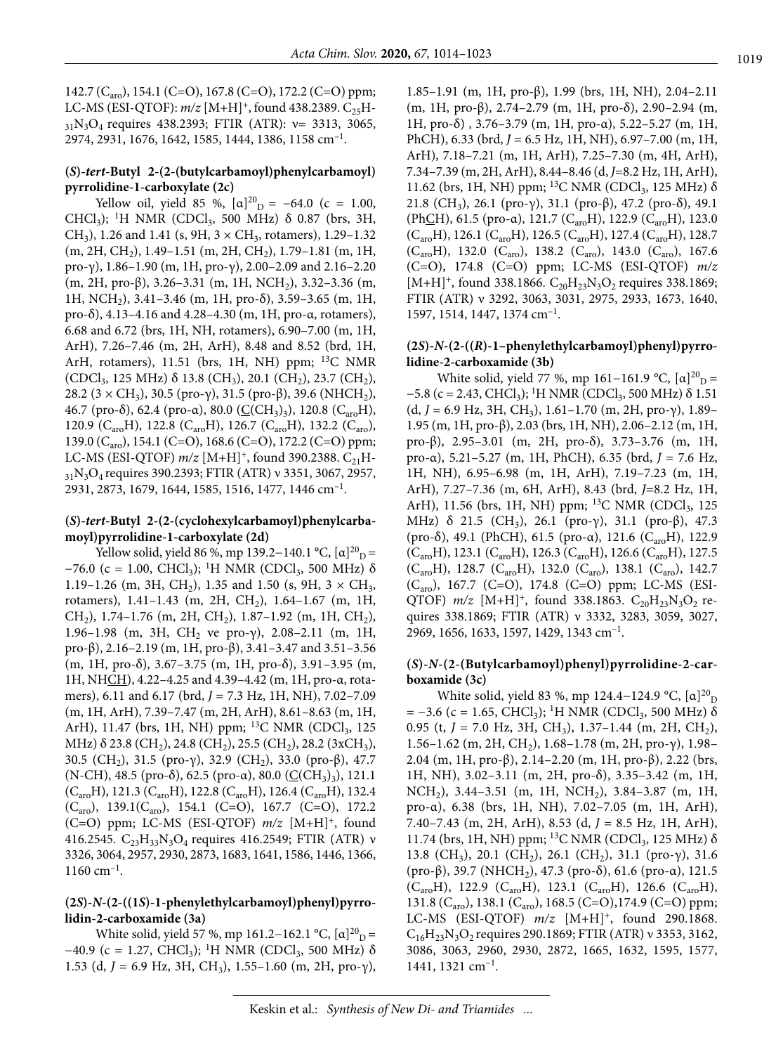142.7 ($C_{aro}$), 154.1 (C=O), 167.8 (C=O), 172.2 (C=O) ppm; LC-MS (ESI-QTOF): $m/z$ $[M+H]^+$, found 438.2389. $C_{25}H_{31}N_3O_4$ requires 438.2393; FTIR (ATR): ν= 3313, 3065, 2974, 2931, 1676, 1642, 1585, 1444, 1386, 1158 $cm^{-1}$.

### (*S*)-*tert*-Butyl 2-(2-(butylcarbamoyl)phenylcarbamoyl)pyrrolidine-1-carboxylate (2c)

Yellow oil, yield 85 %, $[\alpha]^{20}_D$ = −64.0 (c = 1.00, $CHCl_3$); $^1H$ NMR ($CDCl_3$, 500 MHz) δ 0.87 (brs, 3H, $CH_3$), 1.26 and 1.41 (s, 9H, 3 × $CH_3$, rotamers), 1.29–1.32 (m, 2H, $CH_2$), 1.49–1.51 (m, 2H, $CH_2$), 1.79–1.81 (m, 1H, pro-γ), 1.86–1.90 (m, 1H, pro-γ), 2.00–2.09 and 2.16–2.20 (m, 2H, pro-β), 3.26–3.31 (m, 1H, $NCH_2$), 3.32–3.36 (m, 1H, $NCH_2$), 3.41–3.46 (m, 1H, pro-δ), 3.59–3.65 (m, 1H, pro-δ), 4.13–4.16 and 4.28–4.30 (m, 1H, pro-α, rotamers), 6.68 and 6.72 (brs, 1H, NH, rotamers), 6.90–7.00 (m, 1H, ArH), 7.26–7.46 (m, 2H, ArH), 8.48 and 8.52 (brd, 1H, ArH, rotamers), 11.51 (brs, 1H, NH) ppm; $^{13}C$ NMR ($CDCl_3$, 125 MHz) δ 13.8 ($CH_3$), 20.1 ($CH_2$), 23.7 ($CH_2$), 28.2 (3 × $CH_3$), 30.5 (pro-γ), 31.5 (pro-β), 39.6 ($NHCH_2$), 46.7 (pro-δ), 62.4 (pro-α), 80.0 ($\underline{C}(CH_3)_3$), 120.8 ($C_{aro}H$), 120.9 ($C_{aro}H$), 122.8 ($C_{aro}H$), 126.7 ($C_{aro}H$), 132.2 ($C_{aro}$), 139.0 ($C_{aro}$), 154.1 (C=O), 168.6 (C=O), 172.2 (C=O) ppm; LC-MS (ESI-QTOF) $m/z$ $[M+H]^+$, found 390.2388. $C_{21}H_{31}N_3O_4$ requires 390.2393; FTIR (ATR) ν 3351, 3067, 2957, 2931, 2873, 1679, 1644, 1585, 1516, 1477, 1446 $cm^{-1}$.

### (*S*)-*tert*-Butyl 2-(2-(cyclohexylcarbamoyl)phenylcarbamoyl)pyrrolidine-1-carboxylate (2d)

Yellow solid, yield 86 %, mp 139.2–140.1 °C, $[\alpha]^{20}_D$ = −76.0 (c = 1.00, $CHCl_3$); $^1H$ NMR ($CDCl_3$, 500 MHz) δ 1.19–1.26 (m, 3H, $CH_2$), 1.35 and 1.50 (s, 9H, 3 × $CH_3$, rotamers), 1.41–1.43 (m, 2H, $CH_2$), 1.64–1.67 (m, 1H, $CH_2$), 1.74–1.76 (m, 2H, $CH_2$), 1.87–1.92 (m, 1H, $CH_2$), 1.96–1.98 (m, 3H, $CH_2$ ve pro-γ), 2.08–2.11 (m, 1H, pro-β), 2.16–2.19 (m, 1H, pro-β), 3.41–3.47 and 3.51–3.56 (m, 1H, pro-δ), 3.67–3.75 (m, 1H, pro-δ), 3.91–3.95 (m, 1H, NH$\underline{CH}$), 4.22–4.25 and 4.39–4.42 (m, 1H, pro-α, rotamers), 6.11 and 6.17 (brd, $J$ = 7.3 Hz, 1H, NH), 7.02–7.09 (m, 1H, ArH), 7.39–7.47 (m, 2H, ArH), 8.61–8.63 (m, 1H, ArH), 11.47 (brs, 1H, NH) ppm; $^{13}C$ NMR ($CDCl_3$, 125 MHz) δ 23.8 ($CH_2$), 24.8 ($CH_2$), 25.5 ($CH_2$), 28.2 (3x$CH_3$), 30.5 ($CH_2$), 31.5 (pro-γ), 32.9 ($CH_2$), 33.0 (pro-β), 47.7 (N-CH), 48.5 (pro-δ), 62.5 (pro-α), 80.0 ($\underline{C}(CH_3)_3$), 121.1 ($C_{aro}H$), 121.3 ($C_{aro}H$), 122.8 ($C_{aro}H$), 126.4 ($C_{aro}H$), 132.4 ($C_{aro}$), 139.1($C_{aro}$), 154.1 (C=O), 167.7 (C=O), 172.2 (C=O) ppm; LC-MS (ESI-QTOF) $m/z$ $[M+H]^+$, found 416.2545. $C_{23}H_{33}N_3O_4$ requires 416.2549; FTIR (ATR) ν 3326, 3064, 2957, 2930, 2873, 1683, 1641, 1586, 1446, 1366, 1160 $cm^{-1}$.

### (2*S*)-*N*-(2-((1*S*)-1-phenylethylcarbamoyl)phenyl)pyrrolidin-2-carboxamide (3a)

White solid, yield 57 %, mp 161.2–162.1 °C, $[\alpha]^{20}_D$ = −40.9 (c = 1.27, $CHCl_3$); $^1H$ NMR ($CDCl_3$, 500 MHz) δ 1.53 (d, $J$ = 6.9 Hz, 3H, $CH_3$), 1.55–1.60 (m, 2H, pro-γ), 1.85–1.91 (m, 1H, pro-β), 1.99 (brs, 1H, NH), 2.04–2.11 (m, 1H, pro-β), 2.74–2.79 (m, 1H, pro-δ), 2.90–2.94 (m, 1H, pro-δ) , 3.76–3.79 (m, 1H, pro-α), 5.22–5.27 (m, 1H, PhCH), 6.33 (brd, $J$ = 6.5 Hz, 1H, NH), 6.97–7.00 (m, 1H, ArH), 7.18–7.21 (m, 1H, ArH), 7.25–7.30 (m, 4H, ArH), 7.34–7.39 (m, 2H, ArH), 8.44–8.46 (d, $J$=8.2 Hz, 1H, ArH), 11.62 (brs, 1H, NH) ppm; $^{13}C$ NMR ($CDCl_3$, 125 MHz) δ 21.8 ($CH_3$), 26.1 (pro-γ), 31.1 (pro-β), 47.2 (pro-δ), 49.1 (Ph$\underline{C}$H), 61.5 (pro-α), 121.7 ($C_{aro}H$), 122.9 ($C_{aro}H$), 123.0 ($C_{aro}H$), 126.1 ($C_{aro}H$), 126.5 ($C_{aro}H$), 127.4 ($C_{aro}H$), 128.7 ($C_{aro}H$), 132.0 ($C_{aro}$), 138.2 ($C_{aro}$), 143.0 ($C_{aro}$), 167.6 (C=O), 174.8 (C=O) ppm; LC-MS (ESI-QTOF) $m/z$ $[M+H]^+$, found 338.1866. $C_{20}H_{23}N_3O_2$ requires 338.1869; FTIR (ATR) ν 3292, 3063, 3031, 2975, 2933, 1673, 1640, 1597, 1514, 1447, 1374 $cm^{-1}$.

### (2*S*)-*N*-(2-((*R*)-1–phenylethylcarbamoyl)phenyl)pyrrolidine-2-carboxamide (3b)

White solid, yield 77 %, mp 161–161.9 °C, $[\alpha]^{20}_D$ = −5.8 (c = 2.43, $CHCl_3$); $^1H$ NMR ($CDCl_3$, 500 MHz) δ 1.51 (d, $J$ = 6.9 Hz, 3H, $CH_3$), 1.61–1.70 (m, 2H, pro-γ), 1.89–1.95 (m, 1H, pro-β), 2.03 (brs, 1H, NH), 2.06–2.12 (m, 1H, pro-β), 2.95–3.01 (m, 2H, pro-δ), 3.73–3.76 (m, 1H, pro-α), 5.21–5.27 (m, 1H, PhCH), 6.35 (brd, $J$ = 7.6 Hz, 1H, NH), 6.95–6.98 (m, 1H, ArH), 7.19–7.23 (m, 1H, ArH), 7.27–7.36 (m, 6H, ArH), 8.43 (brd, $J$=8.2 Hz, 1H, ArH), 11.56 (brs, 1H, NH) ppm; $^{13}C$ NMR ($CDCl_3$, 125 MHz) δ 21.5 ($CH_3$), 26.1 (pro-γ), 31.1 (pro-β), 47.3 (pro-δ), 49.1 (PhCH), 61.5 (pro-α), 121.6 ($C_{aro}H$), 122.9 ($C_{aro}H$), 123.1 ($C_{aro}H$), 126.3 ($C_{aro}H$), 126.6 ($C_{aro}H$), 127.5 ($C_{aro}H$), 128.7 ($C_{aro}H$), 132.0 ($C_{aro}$), 138.1 ($C_{aro}$), 142.7 ($C_{aro}$), 167.7 (C=O), 174.8 (C=O) ppm; LC-MS (ESI-QTOF) $m/z$ $[M+H]^+$, found 338.1863. $C_{20}H_{23}N_3O_2$ requires 338.1869; FTIR (ATR) ν 3332, 3283, 3059, 3027, 2969, 1656, 1633, 1597, 1429, 1343 $cm^{-1}$.

### (*S*)-*N*-(2-(Butylcarbamoyl)phenyl)pyrrolidine-2-carboxamide (3c)

White solid, yield 83 %, mp 124.4–124.9 °C, $[\alpha]^{20}_D$ = −3.6 (c = 1.65, $CHCl_3$); $^1H$ NMR ($CDCl_3$, 500 MHz) δ 0.95 (t, $J$ = 7.0 Hz, 3H, $CH_3$), 1.37–1.44 (m, 2H, $CH_2$), 1.56–1.62 (m, 2H, $CH_2$), 1.68–1.78 (m, 2H, pro-γ), 1.98–2.04 (m, 1H, pro-β), 2.14–2.20 (m, 1H, pro-β), 2.22 (brs, 1H, NH), 3.02–3.11 (m, 2H, pro-δ), 3.35–3.42 (m, 1H, $NCH_2$), 3.44–3.51 (m, 1H, $NCH_2$), 3.84–3.87 (m, 1H, pro-α), 6.38 (brs, 1H, NH), 7.02–7.05 (m, 1H, ArH), 7.40–7.43 (m, 2H, ArH), 8.53 (d, $J$ = 8.5 Hz, 1H, ArH), 11.74 (brs, 1H, NH) ppm; $^{13}C$ NMR ($CDCl_3$, 125 MHz) δ 13.8 ($CH_3$), 20.1 ($CH_2$), 26.1 ($CH_2$), 31.1 (pro-γ), 31.6 (pro-β), 39.7 ($NHCH_2$), 47.3 (pro-δ), 61.6 (pro-α), 121.5 ($C_{aro}H$), 122.9 ($C_{aro}H$), 123.1 ($C_{aro}H$), 126.6 ($C_{aro}H$), 131.8 ($C_{aro}$), 138.1 ($C_{aro}$), 168.5 (C=O),174.9 (C=O) ppm; LC-MS (ESI-QTOF) $m/z$ $[M+H]^+$, found 290.1868. $C_{16}H_{23}N_3O_2$ requires 290.1869; FTIR (ATR) ν 3353, 3162, 3086, 3063, 2960, 2930, 2872, 1665, 1632, 1595, 1577, 1441, 1321 $cm^{-1}$.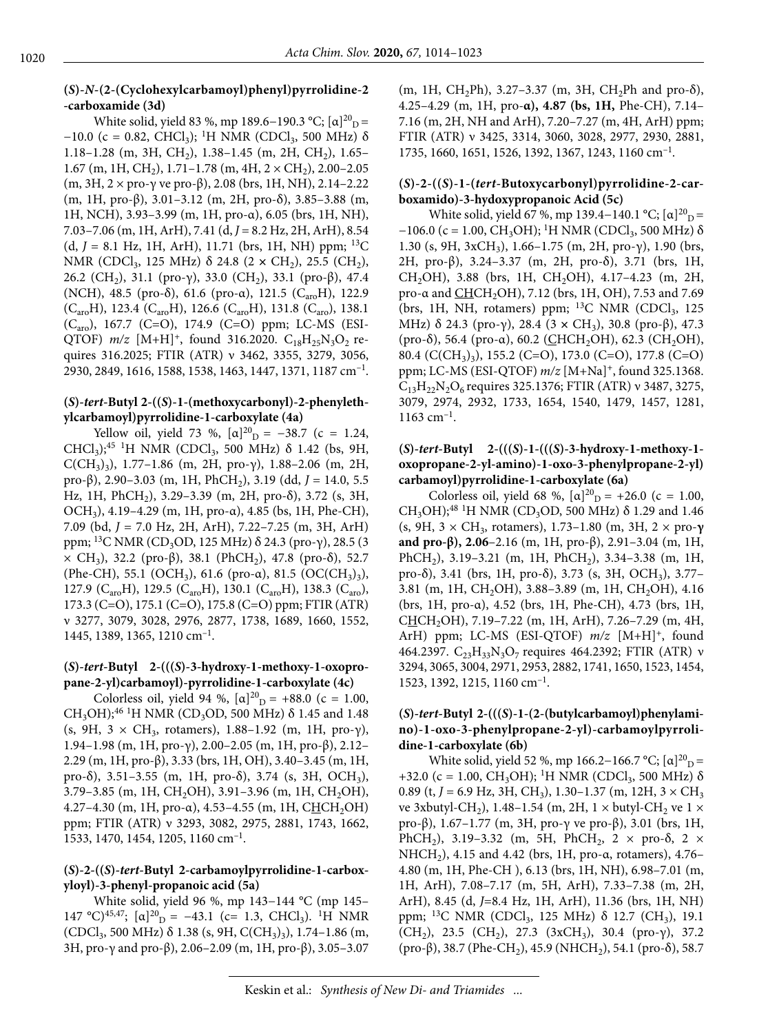### (*S*)-*N*-(2-(Cyclohexylcarbamoyl)phenyl)pyrrolidine-2-carboxamide (3d)

White solid, yield 83 %, mp 189.6–190.3 °C; $[\alpha]^{20}_D = -10.0$ (c = 0.82, $CHCl_3$); $^1$H NMR ($CDCl_3$, 500 MHz) δ 1.18–1.28 (m, 3H, $CH_2$), 1.38–1.45 (m, 2H, $CH_2$), 1.65–1.67 (m, 1H, $CH_2$), 1.71–1.78 (m, 4H, 2 × $CH_2$), 2.00–2.05 (m, 3H, 2 × pro-γ ve pro-β), 2.08 (brs, 1H, NH), 2.14–2.22 (m, 1H, pro-β), 3.01–3.12 (m, 2H, pro-δ), 3.85–3.88 (m, 1H, NCH), 3.93–3.99 (m, 1H, pro-α), 6.05 (brs, 1H, NH), 7.03–7.06 (m, 1H, ArH), 7.41 (d, *J* = 8.2 Hz, 2H, ArH), 8.54 (d, *J* = 8.1 Hz, 1H, ArH), 11.71 (brs, 1H, NH) ppm; $^{13}$C NMR ($CDCl_3$, 125 MHz) δ 24.8 (2 × $CH_2$), 25.5 ($CH_2$), 26.2 ($CH_2$), 31.1 (pro-γ), 33.0 ($CH_2$), 33.1 (pro-β), 47.4 (NCH), 48.5 (pro-δ), 61.6 (pro-α), 121.5 ($C_{aro}$H), 122.9 ($C_{aro}$H), 123.4 ($C_{aro}$H), 126.6 ($C_{aro}$H), 131.8 ($C_{aro}$), 138.1 ($C_{aro}$), 167.7 (C=O), 174.9 (C=O) ppm; LC-MS (ESI-QTOF) *m/z* $[M+H]^+$, found 316.2020. $C_{18}H_{25}N_3O_2$ requires 316.2025; FTIR (ATR) ν 3462, 3355, 3279, 3056, 2930, 2849, 1616, 1588, 1538, 1463, 1447, 1371, 1187 $cm^{-1}$.

### (*S*)-*tert*-Butyl 2-((*S*)-1-(methoxycarbonyl)-2-phenylethylcarbamoyl)pyrrolidine-1-carboxylate (4a)

Yellow oil, yield 73 %, $[\alpha]^{20}_D = -38.7$ (c = 1.24, $CHCl_3$);[45] $^1$H NMR ($CDCl_3$, 500 MHz) δ 1.42 (bs, 9H, $C(CH_3)_3$), 1.77–1.86 (m, 2H, pro-γ), 1.88–2.06 (m, 2H, pro-β), 2.90–3.03 (m, 1H, $PhCH_2$), 3.19 (dd, *J* = 14.0, 5.5 Hz, 1H, $PhCH_2$), 3.29–3.39 (m, 2H, pro-δ), 3.72 (s, 3H, $OCH_3$), 4.19–4.29 (m, 1H, pro-α), 4.85 (bs, 1H, Phe-CH), 7.09 (bd, *J* = 7.0 Hz, 2H, ArH), 7.22–7.25 (m, 3H, ArH) ppm; $^{13}$C NMR ($CD_3OD$, 125 MHz) δ 24.3 (pro-γ), 28.5 (3 × $CH_3$), 32.2 (pro-β), 38.1 ($PhCH_2$), 47.8 (pro-δ), 52.7 (Phe-CH), 55.1 ($OCH_3$), 61.6 (pro-α), 81.5 ($OC(CH_3)_3$), 127.9 ($C_{aro}$H), 129.5 ($C_{aro}$H), 130.1 ($C_{aro}$H), 138.3 ($C_{aro}$), 173.3 (C=O), 175.1 (C=O), 175.8 (C=O) ppm; FTIR (ATR) ν 3277, 3079, 3028, 2976, 2877, 1738, 1689, 1660, 1552, 1445, 1389, 1365, 1210 $cm^{-1}$.

### (*S*)-*tert*-Butyl 2-(((*S*)-3-hydroxy-1-methoxy-1-oxopropane-2-yl)carbamoyl)-pyrrolidine-1-carboxylate (4c)

Colorless oil, yield 94 %, $[\alpha]^{20}_D = +88.0$ (c = 1.00, $CH_3OH$);[46] $^1$H NMR ($CD_3OD$, 500 MHz) δ 1.45 and 1.48 (s, 9H, 3 × $CH_3$, rotamers), 1.88–1.92 (m, 1H, pro-γ), 1.94–1.98 (m, 1H, pro-γ), 2.00–2.05 (m, 1H, pro-β), 2.12–2.29 (m, 1H, pro-β), 3.33 (brs, 1H, OH), 3.40–3.45 (m, 1H, pro-δ), 3.51–3.55 (m, 1H, pro-δ), 3.74 (s, 3H, $OCH_3$), 3.79–3.85 (m, 1H, $CH_2OH$), 3.91–3.96 (m, 1H, $CH_2OH$), 4.27–4.30 (m, 1H, pro-α), 4.53–4.55 (m, 1H, C<u>H</u>$CH_2OH$) ppm; FTIR (ATR) ν 3293, 3082, 2975, 2881, 1743, 1662, 1533, 1470, 1454, 1205, 1160 $cm^{-1}$.

### (*S*)-2-((*S*)-*tert*-Butyl 2-carbamoylpyrrolidine-1-carboxyloyl)-3-phenyl-propanoic acid (5a)

White solid, yield 96 %, mp 143–144 °C (mp 145–147 °C)[45,47]; $[\alpha]^{20}_D = -43.1$ (c= 1.3, $CHCl_3$). $^1$H NMR ($CDCl_3$, 500 MHz) δ 1.38 (s, 9H, $C(CH_3)_3$), 1.74–1.86 (m, 3H, pro-γ and pro-β), 2.06–2.09 (m, 1H, pro-β), 3.05–3.07 (m, 1H, $CH_2Ph$), 3.27–3.37 (m, 3H, $CH_2Ph$ and pro-δ), 4.25–4.29 (m, 1H, pro-**α**), **4.87 (bs, 1H,** Phe-CH), 7.14–7.16 (m, 2H, NH and ArH), 7.20–7.27 (m, 4H, ArH) ppm; FTIR (ATR) ν 3425, 3314, 3060, 3028, 2977, 2930, 2881, 1735, 1660, 1651, 1526, 1392, 1367, 1243, 1160 $cm^{-1}$.

### (*S*)-2-((*S*)-1-(*tert*-Butoxycarbonyl)pyrrolidine-2-carboxamido)-3-hydoxypropanoic Acid (5c)

White solid, yield 67 %, mp 139.4–140.1 °C; $[\alpha]^{20}_D = -106.0$ (c = 1.00, $CH_3OH$); $^1$H NMR ($CDCl_3$, 500 MHz) δ 1.30 (s, 9H, 3x$CH_3$), 1.66–1.75 (m, 2H, pro-γ), 1.90 (brs, 2H, pro-β), 3.24–3.37 (m, 2H, pro-δ), 3.71 (brs, 1H, $CH_2OH$), 3.88 (brs, 1H, $CH_2OH$), 4.17–4.23 (m, 2H, pro-α and <u>CH</u>$CH_2OH$), 7.12 (brs, 1H, OH), 7.53 and 7.69 (brs, 1H, NH, rotamers) ppm; $^{13}$C NMR ($CDCl_3$, 125 MHz) δ 24.3 (pro-γ), 28.4 (3 × $CH_3$), 30.8 (pro-β), 47.3 (pro-δ), 56.4 (pro-α), 60.2 (<u>C</u>H$CH_2OH$), 62.3 ($CH_2OH$), 80.4 ($C(CH_3)_3$), 155.2 (C=O), 173.0 (C=O), 177.8 (C=O) ppm; LC-MS (ESI-QTOF) *m/z* $[M+Na]^+$, found 325.1368. $C_{13}H_{22}N_2O_6$ requires 325.1376; FTIR (ATR) ν 3487, 3275, 3079, 2974, 2932, 1733, 1654, 1540, 1479, 1457, 1281, 1163 $cm^{-1}$.

### (*S*)-*tert*-Butyl 2-(((*S*)-1-(((*S*)-3-hydroxy-1-methoxy-1-oxopropane-2-yl-amino)-1-oxo-3-phenylpropane-2-yl)carbamoyl)pyrrolidine-1-carboxylate (6a)

Colorless oil, yield 68 %, $[\alpha]^{20}_D = +26.0$ (c = 1.00, $CH_3OH$);[48] $^1$H NMR ($CD_3OD$, 500 MHz) δ 1.29 and 1.46 (s, 9H, 3 × $CH_3$, rotamers), 1.73–1.80 (m, 3H, 2 × pro-**γ and pro-β), 2.06**–2.16 (m, 1H, pro-β), 2.91–3.04 (m, 1H, $PhCH_2$), 3.19–3.21 (m, 1H, $PhCH_2$), 3.34–3.38 (m, 1H, pro-δ), 3.41 (brs, 1H, pro-δ), 3.73 (s, 3H, $OCH_3$), 3.77–3.81 (m, 1H, $CH_2OH$), 3.88–3.89 (m, 1H, $CH_2OH$), 4.16 (brs, 1H, pro-α), 4.52 (brs, 1H, Phe-CH), 4.73 (brs, 1H, C<u>H</u>$CH_2OH$), 7.19–7.22 (m, 1H, ArH), 7.26–7.29 (m, 4H, ArH) ppm; LC-MS (ESI-QTOF) *m/z* $[M+H]^+$, found 464.2397. $C_{23}H_{33}N_3O_7$ requires 464.2392; FTIR (ATR) ν 3294, 3065, 3004, 2971, 2953, 2882, 1741, 1650, 1523, 1454, 1523, 1392, 1215, 1160 $cm^{-1}$.

### (*S*)-*tert*-Butyl 2-(((*S*)-1-(2-(butylcarbamoyl)phenylamino)-1-oxo-3-phenylpropane-2-yl)-carbamoylpyrrolidine-1-carboxylate (6b)

White solid, yield 52 %, mp 166.2–166.7 °C; $[\alpha]^{20}_D = +32.0$ (c = 1.00, $CH_3OH$); $^1$H NMR ($CDCl_3$, 500 MHz) δ 0.89 (t, *J* = 6.9 Hz, 3H, $CH_3$), 1.30–1.37 (m, 12H, 3 × $CH_3$ ve 3xbutyl-$CH_2$), 1.48–1.54 (m, 2H, 1 × butyl-$CH_2$ ve 1 × pro-β), 1.67–1.77 (m, 3H, pro-γ ve pro-β), 3.01 (brs, 1H, $PhCH_2$), 3.19–3.32 (m, 5H, $PhCH_2$, 2 × pro-δ, 2 × $NHCH_2$), 4.15 and 4.42 (brs, 1H, pro-α, rotamers), 4.76–4.80 (m, 1H, Phe-CH ), 6.13 (brs, 1H, NH), 6.98–7.01 (m, 1H, ArH), 7.08–7.17 (m, 5H, ArH), 7.33–7.38 (m, 2H, ArH), 8.45 (d, *J*=8.4 Hz, 1H, ArH), 11.36 (brs, 1H, NH) ppm; $^{13}$C NMR ($CDCl_3$, 125 MHz) δ 12.7 ($CH_3$), 19.1 ($CH_2$), 23.5 ($CH_2$), 27.3 (3x$CH_3$), 30.4 (pro-γ), 37.2 (pro-β), 38.7 (Phe-$CH_2$), 45.9 ($NHCH_2$), 54.1 (pro-δ), 58.7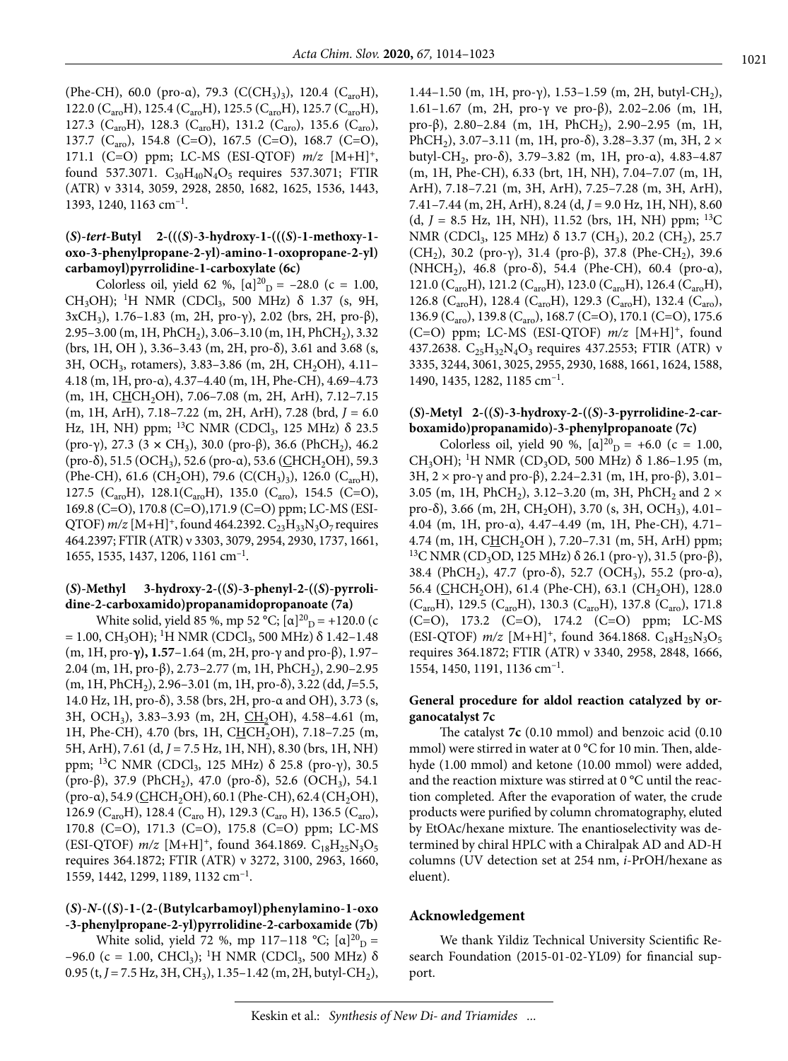(Phe-CH), 60.0 (pro-α), 79.3 ($C(CH_3)_3$), 120.4 ($C_{aro}H$), 122.0 ($C_{aro}H$), 125.4 ($C_{aro}H$), 125.5 ($C_{aro}H$), 125.7 ($C_{aro}H$), 127.3 ($C_{aro}H$), 128.3 ($C_{aro}H$), 131.2 ($C_{aro}H$), 135.6 ($C_{aro}$), 137.7 ($C_{aro}$), 154.8 (C=O), 167.5 (C=O), 168.7 (C=O), 171.1 (C=O) ppm; LC-MS (ESI-QTOF) *m/z* $[M+H]^+$, found 537.3071. $C_{30}H_{40}N_4O_5$ requires 537.3071; FTIR (ATR) ν 3314, 3059, 2928, 2850, 1682, 1625, 1536, 1443, 1393, 1240, 1163 $cm^{-1}$.

#### (*S*)-*tert*-Butyl 2-(((*S*)-3-hydroxy-1-(((*S*)-1-methoxy-1-oxo-3-phenylpropane-2-yl)-amino-1-oxopropane-2-yl) carbamoyl)pyrrolidine-1-carboxylate (6c)

Colorless oil, yield 62 %, $[\alpha]^{20}_D$ = –28.0 (c = 1.00, $CH_3OH$); $^1H$ NMR ($CDCl_3$, 500 MHz) δ 1.37 (s, 9H, $3xCH_3$), 1.76–1.83 (m, 2H, pro-γ), 2.02 (brs, 2H, pro-β), 2.95–3.00 (m, 1H, $PhCH_2$), 3.06–3.10 (m, 1H, $PhCH_2$), 3.32 (brs, 1H, OH ), 3.36–3.43 (m, 2H, pro-δ), 3.61 and 3.68 (s, 3H, $OCH_3$, rotamers), 3.83–3.86 (m, 2H, $CH_2OH$), 4.11–4.18 (m, 1H, pro-α), 4.37–4.40 (m, 1H, Phe-CH), 4.69–4.73 (m, 1H, C<u>H</u>$CH_2OH$), 7.06–7.08 (m, 2H, ArH), 7.12–7.15 (m, 1H, ArH), 7.18–7.22 (m, 2H, ArH), 7.28 (brd, *J* = 6.0 Hz, 1H, NH) ppm; $^{13}C$ NMR ($CDCl_3$, 125 MHz) δ 23.5 (pro-γ), 27.3 (3 × $CH_3$), 30.0 (pro-β), 36.6 ($PhCH_2$), 46.2 (pro-δ), 51.5 ($OCH_3$), 52.6 (pro-α), 53.6 (<u>C</u>H$CH_2OH$), 59.3 (Phe-CH), 61.6 ($CH_2OH$), 79.6 ($C(CH_3)_3$), 126.0 ($C_{aro}H$), 127.5 ($C_{aro}H$), 128.1($C_{aro}H$), 135.0 ($C_{aro}$), 154.5 (C=O), 169.8 (C=O), 170.8 (C=O),171.9 (C=O) ppm; LC-MS (ESI-QTOF) *m/z* $[M+H]^+$, found 464.2392. $C_{23}H_{33}N_3O_7$ requires 464.2397; FTIR (ATR) ν 3303, 3079, 2954, 2930, 1737, 1661, 1655, 1535, 1437, 1206, 1161 $cm^{-1}$.

#### (*S*)-Methyl 3-hydroxy-2-((*S*)-3-phenyl-2-((*S*)-pyrrolidine-2-carboxamido)propanamidopropanoate (7a)

White solid, yield 85 %, mp 52 °C; $[\alpha]^{20}_D$ = +120.0 (c = 1.00, $CH_3OH$); $^1H$ NMR ($CDCl_3$, 500 MHz) δ 1.42–1.48 (m, 1H, pro-**γ), 1.57**–1.64 (m, 2H, pro-γ and pro-β), 1.97–2.04 (m, 1H, pro-β), 2.73–2.77 (m, 1H, $PhCH_2$), 2.90–2.95 (m, 1H, $PhCH_2$), 2.96–3.01 (m, 1H, pro-δ), 3.22 (dd, *J*=5.5, 14.0 Hz, 1H, pro-δ), 3.58 (brs, 2H, pro-α and OH), 3.73 (s, 3H, $OCH_3$), 3.83–3.93 (m, 2H, C<u>H</u><sub></sub>$_2$OH), 4.58–4.61 (m, 1H, Phe-CH), 4.70 (brs, 1H, C<u>H</u>$CH_2OH$), 7.18–7.25 (m, 5H, ArH), 7.61 (d, *J* = 7.5 Hz, 1H, NH), 8.30 (brs, 1H, NH) ppm; $^{13}C$ NMR ($CDCl_3$, 125 MHz) δ 25.8 (pro-γ), 30.5 (pro-β), 37.9 ($PhCH_2$), 47.0 (pro-δ), 52.6 ($OCH_3$), 54.1 (pro-α), 54.9 (<u>C</u>H$CH_2OH$), 60.1 (Phe-CH), 62.4 ($CH_2OH$), 126.9 ($C_{aro}H$), 128.4 ($C_{aro}$ H), 129.3 ($C_{aro}$ H), 136.5 ($C_{aro}$), 170.8 (C=O), 171.3 (C=O), 175.8 (C=O) ppm; LC-MS (ESI-QTOF) *m/z* $[M+H]^+$, found 364.1869. $C_{18}H_{25}N_3O_5$ requires 364.1872; FTIR (ATR) ν 3272, 3100, 2963, 1660, 1559, 1442, 1299, 1189, 1132 $cm^{-1}$.

#### (*S*)-*N*-((*S*)-1-(2-(Butylcarbamoyl)phenylamino-1-oxo-3-phenylpropane-2-yl)pyrrolidine-2-carboxamide (7b)

White solid, yield 72 %, mp 117–118 °C; $[\alpha]^{20}_D$ = –96.0 (c = 1.00, $CHCl_3$); $^1H$ NMR ($CDCl_3$, 500 MHz) δ 0.95 (t, *J* = 7.5 Hz, 3H, $CH_3$), 1.35–1.42 (m, 2H, butyl-$CH_2$), 1.44–1.50 (m, 1H, pro-γ), 1.53–1.59 (m, 2H, butyl-$CH_2$), 1.61–1.67 (m, 2H, pro-γ ve pro-β), 2.02–2.06 (m, 1H, pro-β), 2.80–2.84 (m, 1H, $PhCH_2$), 2.90–2.95 (m, 1H, $PhCH_2$), 3.07–3.11 (m, 1H, pro-δ), 3.28–3.37 (m, 3H, 2 × butyl-$CH_2$, pro-δ), 3.79–3.82 (m, 1H, pro-α), 4.83–4.87 (m, 1H, Phe-CH), 6.33 (brt, 1H, NH), 7.04–7.07 (m, 1H, ArH), 7.18–7.21 (m, 3H, ArH), 7.25–7.28 (m, 3H, ArH), 7.41–7.44 (m, 2H, ArH), 8.24 (d, *J* = 9.0 Hz, 1H, NH), 8.60 (d, *J* = 8.5 Hz, 1H, NH), 11.52 (brs, 1H, NH) ppm; $^{13}C$ NMR ($CDCl_3$, 125 MHz) δ 13.7 ($CH_3$), 20.2 ($CH_2$), 25.7 ($CH_2$), 30.2 (pro-γ), 31.4 (pro-β), 37.8 (Phe-$CH_2$), 39.6 ($NHCH_2$), 46.8 (pro-δ), 54.4 (Phe-CH), 60.4 (pro-α), 121.0 ($C_{aro}H$), 121.2 ($C_{aro}H$), 123.0 ($C_{aro}H$), 126.4 ($C_{aro}H$), 126.8 ($C_{aro}H$), 128.4 ($C_{aro}H$), 129.3 ($C_{aro}H$), 132.4 ($C_{aro}$), 136.9 ($C_{aro}$), 139.8 ($C_{aro}$), 168.7 (C=O), 170.1 (C=O), 175.6 (C=O) ppm; LC-MS (ESI-QTOF) *m/z* $[M+H]^+$, found 437.2638. $C_{25}H_{32}N_4O_3$ requires 437.2553; FTIR (ATR) ν 3335, 3244, 3061, 3025, 2955, 2930, 1688, 1661, 1624, 1588, 1490, 1435, 1282, 1185 $cm^{-1}$.

#### (*S*)-Metyl 2-((*S*)-3-hydroxy-2-((*S*)-3-pyrrolidine-2-carboxamido)propanamido)-3-phenylpropanoate (7c)

Colorless oil, yield 90 %, $[\alpha]^{20}_D$ = +6.0 (c = 1.00, $CH_3OH$); $^1H$ NMR ($CD_3OD$, 500 MHz) δ 1.86–1.95 (m, 3H, 2 × pro-γ and pro-β), 2.24–2.31 (m, 1H, pro-β), 3.01–3.05 (m, 1H, $PhCH_2$), 3.12–3.20 (m, 3H, $PhCH_2$ and 2 × pro-δ), 3.66 (m, 2H, $CH_2OH$), 3.70 (s, 3H, $OCH_3$), 4.01–4.04 (m, 1H, pro-α), 4.47–4.49 (m, 1H, Phe-CH), 4.71–4.74 (m, 1H, C<u>H</u>$CH_2OH$ ), 7.20–7.31 (m, 5H, ArH) ppm; $^{13}C$ NMR ($CD_3OD$, 125 MHz) δ 26.1 (pro-γ), 31.5 (pro-β), 38.4 ($PhCH_2$), 47.7 (pro-δ), 52.7 ($OCH_3$), 55.2 (pro-α), 56.4 (<u>C</u>H$CH_2OH$), 61.4 (Phe-CH), 63.1 ($CH_2OH$), 128.0 ($C_{aro}H$), 129.5 ($C_{aro}H$), 130.3 ($C_{aro}H$), 137.8 ($C_{aro}$), 171.8 (C=O), 173.2 (C=O), 174.2 (C=O) ppm; LC-MS (ESI-QTOF) *m/z* $[M+H]^+$, found 364.1868. $C_{18}H_{25}N_3O_5$ requires 364.1872; FTIR (ATR) ν 3340, 2958, 2848, 1666, 1554, 1450, 1191, 1136 $cm^{-1}$.

#### General procedure for aldol reaction catalyzed by organocatalyst 7c

The catalyst **7c** (0.10 mmol) and benzoic acid (0.10 mmol) were stirred in water at 0 °C for 10 min. Then, aldehyde (1.00 mmol) and ketone (10.00 mmol) were added, and the reaction mixture was stirred at 0 °C until the reaction completed. After the evaporation of water, the crude products were purified by column chromatography, eluted by EtOAc/hexane mixture. The enantioselectivity was determined by chiral HPLC with a Chiralpak AD and AD-H columns (UV detection set at 254 nm, *i*-PrOH/hexane as eluent).

## Acknowledgement

We thank Yildiz Technical University Scientific Research Foundation (2015-01-02-YL09) for financial support.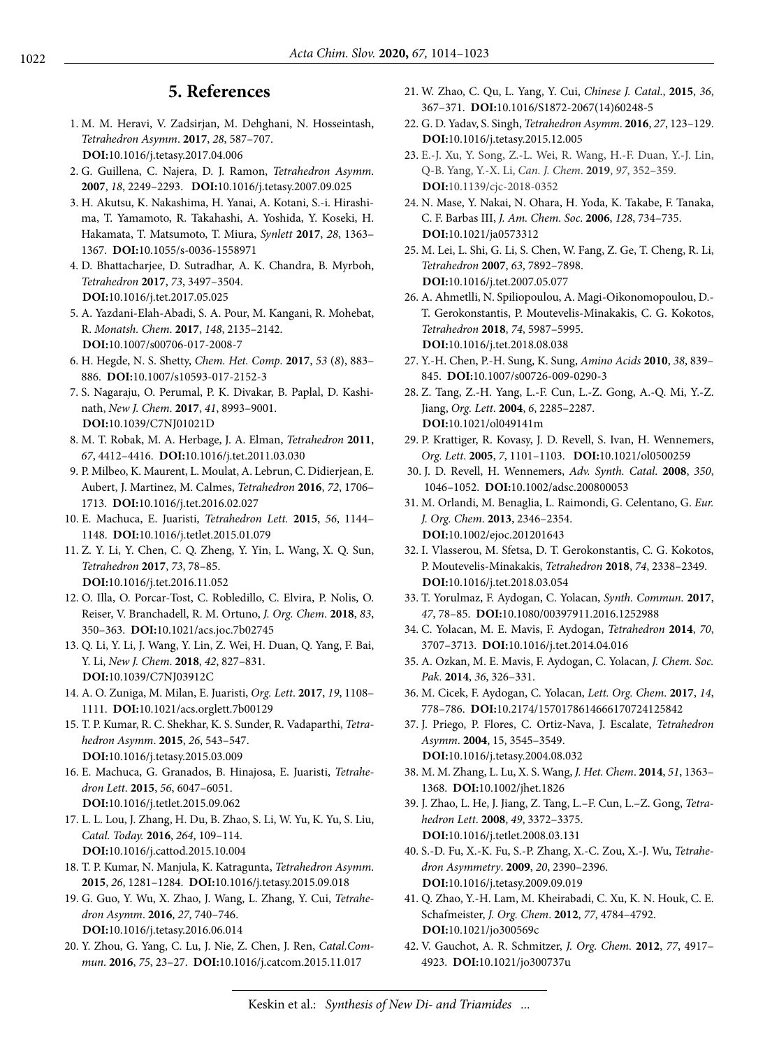## 5. References

1. M. M. Heravi, V. Zadsirjan, M. Dehghani, N. Hosseintash, *Tetrahedron Asymm*. **2017**, *28*, 587–707. **DOI:**10.1016/j.tetasy.2017.04.006
2. G. Guillena, C. Najera, D. J. Ramon, *Tetrahedron Asymm.* **2007**, *18*, 2249–2293. **DOI:**10.1016/j.tetasy.2007.09.025
3. H. Akutsu, K. Nakashima, H. Yanai, A. Kotani, S.-i. Hirashima, T. Yamamoto, R. Takahashi, A. Yoshida, Y. Koseki, H. Hakamata, T. Matsumoto, T. Miura, *Synlett* **2017**, *28*, 1363–1367. **DOI:**10.1055/s-0036-1558971
4. D. Bhattacharjee, D. Sutradhar, A. K. Chandra, B. Myrboh, *Tetrahedron* **2017**, *73*, 3497–3504. **DOI:**10.1016/j.tet.2017.05.025
5. A. Yazdani-Elah-Abadi, S. A. Pour, M. Kangani, R. Mohebat, R. *Monatsh. Chem.* **2017**, *148*, 2135–2142. **DOI:**10.1007/s00706-017-2008-7
6. H. Hegde, N. S. Shetty, *Chem. Het. Comp*. **2017**, *53* (*8*), 883–886. **DOI:**10.1007/s10593-017-2152-3
7. S. Nagaraju, O. Perumal, P. K. Divakar, B. Paplal, D. Kashinath, *New J. Chem.* **2017**, *41*, 8993–9001. **DOI:**10.1039/C7NJ01021D
8. M. T. Robak, M. A. Herbage, J. A. Elman, *Tetrahedron* **2011**, *67*, 4412–4416. **DOI:**10.1016/j.tet.2011.03.030
9. P. Milbeo, K. Maurent, L. Moulat, A. Lebrun, C. Didierjean, E. Aubert, J. Martinez, M. Calmes, *Tetrahedron* **2016**, *72*, 1706–1713. **DOI:**10.1016/j.tet.2016.02.027
10. E. Machuca, E. Juaristi, *Tetrahedron Lett.* **2015**, *56*, 1144–1148. **DOI:**10.1016/j.tetlet.2015.01.079
11. Z. Y. Li, Y. Chen, C. Q. Zheng, Y. Yin, L. Wang, X. Q. Sun, *Tetrahedron* **2017**, *73*, 78–85. **DOI:**10.1016/j.tet.2016.11.052
12. O. Illa, O. Porcar-Tost, C. Robledillo, C. Elvira, P. Nolis, O. Reiser, V. Branchadell, R. M. Ortuno, *J. Org. Chem*. **2018**, *83*, 350–363. **DOI:**10.1021/acs.joc.7b02745
13. Q. Li, Y. Li, J. Wang, Y. Lin, Z. Wei, H. Duan, Q. Yang, F. Bai, Y. Li, *New J. Chem.* **2018**, *42*, 827–831. **DOI:**10.1039/C7NJ03912C
14. A. O. Zuniga, M. Milan, E. Juaristi, *Org. Lett*. **2017**, *19*, 1108–1111. **DOI:**10.1021/acs.orglett.7b00129
15. T. P. Kumar, R. C. Shekhar, K. S. Sunder, R. Vadaparthi, *Tetrahedron Asymm*. **2015**, *26*, 543–547. **DOI:**10.1016/j.tetasy.2015.03.009
16. E. Machuca, G. Granados, B. Hinajosa, E. Juaristi, *Tetrahedron Lett*. **2015**, *56*, 6047–6051. **DOI:**10.1016/j.tetlet.2015.09.062
17. L. L. Lou, J. Zhang, H. Du, B. Zhao, S. Li, W. Yu, K. Yu, S. Liu, *Catal. Today.* **2016**, *264*, 109–114. **DOI:**10.1016/j.cattod.2015.10.004
18. T. P. Kumar, N. Manjula, K. Katragunta, *Tetrahedron Asymm*. **2015**, *26*, 1281–1284. **DOI:**10.1016/j.tetasy.2015.09.018
19. G. Guo, Y. Wu, X. Zhao, J. Wang, L. Zhang, Y. Cui, *Tetrahedron Asymm*. **2016**, *27*, 740–746. **DOI:**10.1016/j.tetasy.2016.06.014
20. Y. Zhou, G. Yang, C. Lu, J. Nie, Z. Chen, J. Ren, *Catal.Commun*. **2016**, *75*, 23–27. **DOI:**10.1016/j.catcom.2015.11.017
21. W. Zhao, C. Qu, L. Yang, Y. Cui, *Chinese J. Catal*., **2015**, *36*, 367–371. **DOI:**10.1016/S1872-2067(14)60248-5
22. G. D. Yadav, S. Singh, *Tetrahedron Asymm*. **2016**, *27*, 123–129. **DOI:**10.1016/j.tetasy.2015.12.005
23. E.-J. Xu, Y. Song, Z.-L. Wei, R. Wang, H.-F. Duan, Y.-J. Lin, Q-B. Yang, Y.-X. Li, *Can. J. Chem*. **2019**, *97*, 352–359. **DOI:**10.1139/cjc-2018-0352
24. N. Mase, Y. Nakai, N. Ohara, H. Yoda, K. Takabe, F. Tanaka, C. F. Barbas III, *J. Am. Chem. Soc*. **2006**, *128*, 734–735. **DOI:**10.1021/ja0573312
25. M. Lei, L. Shi, G. Li, S. Chen, W. Fang, Z. Ge, T. Cheng, R. Li, *Tetrahedron* **2007**, *63*, 7892–7898. **DOI:**10.1016/j.tet.2007.05.077
26. A. Ahmetlli, N. Spiliopoulou, A. Magi-Oikonomopoulou, D.-T. Gerokonstantis, P. Moutevelis-Minakakis, C. G. Kokotos, *Tetrahedron* **2018**, *74*, 5987–5995. **DOI:**10.1016/j.tet.2018.08.038
27. Y.-H. Chen, P.-H. Sung, K. Sung, *Amino Acids* **2010**, *38*, 839–845. **DOI:**10.1007/s00726-009-0290-3
28. Z. Tang, Z.-H. Yang, L.-F. Cun, L.-Z. Gong, A.-Q. Mi, Y.-Z. Jiang, *Org. Lett*. **2004**, *6*, 2285–2287. **DOI:**10.1021/ol049141m
29. P. Krattiger, R. Kovasy, J. D. Revell, S. Ivan, H. Wennemers, *Org. Lett*. **2005**, *7*, 1101–1103. **DOI:**10.1021/ol0500259
30. J. D. Revell, H. Wennemers, *Adv. Synth. Catal*. **2008**, *350*, 1046–1052. **DOI:**10.1002/adsc.200800053
31. M. Orlandi, M. Benaglia, L. Raimondi, G. Celentano, G. *Eur. J. Org. Chem*. **2013**, 2346–2354. **DOI:**10.1002/ejoc.201201643
32. I. Vlasserou, M. Sfetsa, D. T. Gerokonstantis, C. G. Kokotos, P. Moutevelis-Minakakis, *Tetrahedron* **2018**, *74*, 2338–2349. **DOI:**10.1016/j.tet.2018.03.054
33. T. Yorulmaz, F. Aydogan, C. Yolacan, *Synth. Commun.* **2017**, *47*, 78–85. **DOI:**10.1080/00397911.2016.1252988
34. C. Yolacan, M. E. Mavis, F. Aydogan, *Tetrahedron* **2014**, *70*, 3707–3713. **DOI:**10.1016/j.tet.2014.04.016
35. A. Ozkan, M. E. Mavis, F. Aydogan, C. Yolacan, *J. Chem. Soc. Pak*. **2014**, *36*, 326–331.
36. M. Cicek, F. Aydogan, C. Yolacan, *Lett. Org. Chem*. **2017**, *14*, 778–786. **DOI:**10.2174/1570178614666170724125842
37. J. Priego, P. Flores, C. Ortiz-Nava, J. Escalate, *Tetrahedron Asymm*. **2004**, 15, 3545–3549. **DOI:**10.1016/j.tetasy.2004.08.032
38. M. M. Zhang, L. Lu, X. S. Wang, *J. Het. Chem*. **2014**, *51*, 1363–1368. **DOI:**10.1002/jhet.1826
39. J. Zhao, L. He, J. Jiang, Z. Tang, L.–F. Cun, L.–Z. Gong, *Tetrahedron Lett*. **2008**, *49*, 3372–3375. **DOI:**10.1016/j.tetlet.2008.03.131
40. S.-D. Fu, X.-K. Fu, S.-P. Zhang, X.-C. Zou, X.-J. Wu, *Tetrahedron Asymmetry*. **2009**, *20*, 2390–2396. **DOI:**10.1016/j.tetasy.2009.09.019
41. Q. Zhao, Y.-H. Lam, M. Kheirabadi, C. Xu, K. N. Houk, C. E. Schafmeister, *J. Org. Chem*. **2012**, *77*, 4784–4792. **DOI:**10.1021/jo300569c
42. V. Gauchot, A. R. Schmitzer, *J. Org. Chem.* **2012**, *77*, 4917–4923. **DOI:**10.1021/jo300737u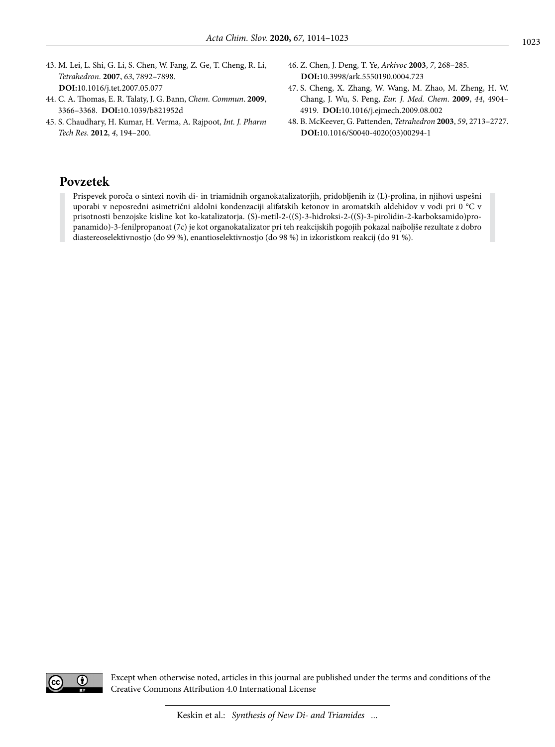43. M. Lei, L. Shi, G. Li, S. Chen, W. Fang, Z. Ge, T. Cheng, R. Li, *Tetrahedron*. **2007**, *63*, 7892–7898. **DOI:**10.1016/j.tet.2007.05.077
44. C. A. Thomas, E. R. Talaty, J. G. Bann, *Chem. Commun*. **2009**, 3366–3368. **DOI:**10.1039/b821952d
45. S. Chaudhary, H. Kumar, H. Verma, A. Rajpoot, *Int. J. Pharm Tech Res*. **2012**, *4*, 194–200.
46. Z. Chen, J. Deng, T. Ye, *Arkivoc* **2003**, *7*, 268–285. **DOI:**10.3998/ark.5550190.0004.723
47. S. Cheng, X. Zhang, W. Wang, M. Zhao, M. Zheng, H. W. Chang, J. Wu, S. Peng, *Eur. J. Med. Chem*. **2009**, *44*, 4904–4919. **DOI:**10.1016/j.ejmech.2009.08.002
48. B. McKeever, G. Pattenden, *Tetrahedron* **2003**, *59*, 2713–2727. **DOI:**10.1016/S0040-4020(03)00294-1

## Povzetek

Prispevek poroča o sintezi novih di- in triamidnih organokatalizatorjih, pridobljenih iz (L)-prolina, in njihovi uspešni uporabi v neposredni asimetrični aldolni kondenzaciji alifatskih ketonov in aromatskih aldehidov v vodi pri 0 °C v prisotnosti benzojske kisline kot ko-katalizatorja. (S)-metil-2-((S)-3-hidroksi-2-((S)-3-pirolidin-2-karboksamido)propanamido)-3-fenilpropanoat (7c) je kot organokatalizator pri teh reakcijskih pogojih pokazal najboljše rezultate z dobro diastereoselektivnostjo (do 99 %), enantioselektivnostjo (do 98 %) in izkoristkom reakcij (do 91 %).

Except when otherwise noted, articles in this journal are published under the terms and conditions of the Creative Commons Attribution 4.0 International License